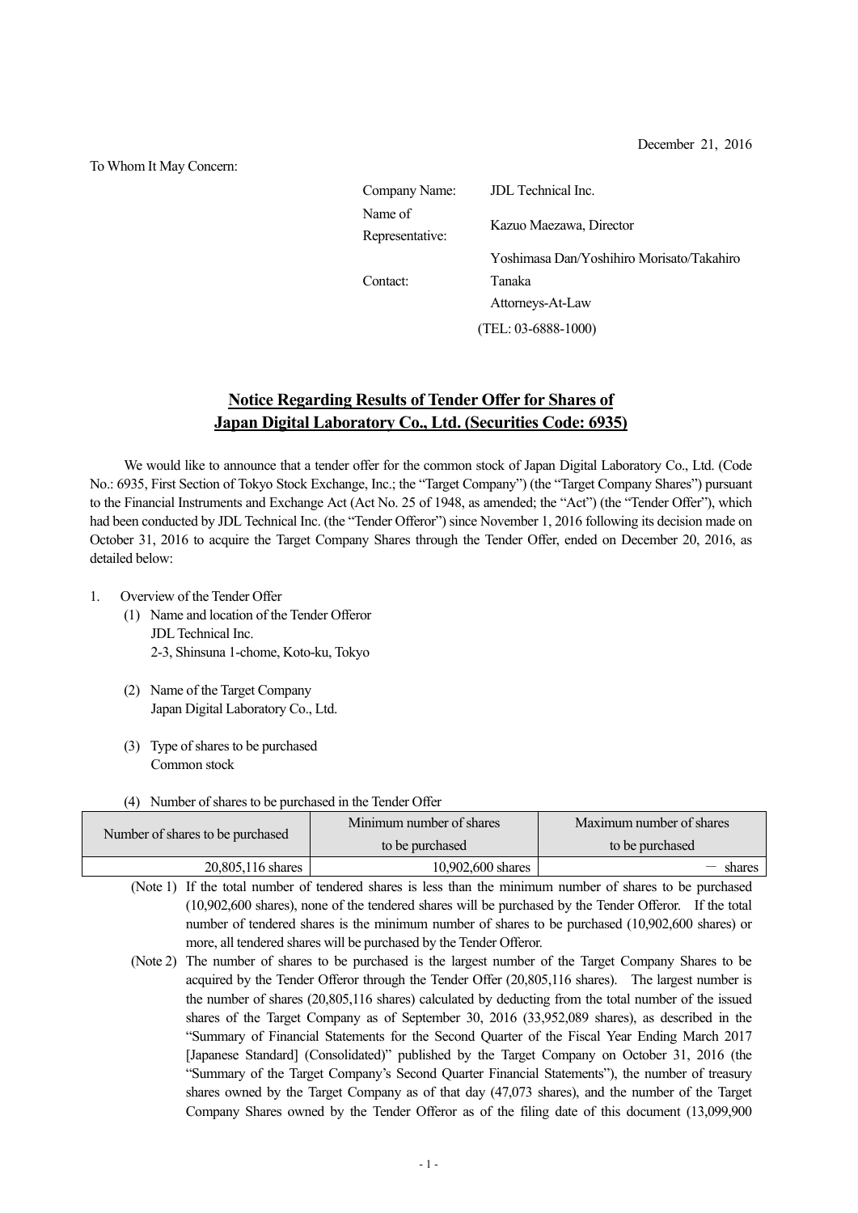December 21, 2016

To Whom It May Concern:

Company Name: JDL Technical Inc.
Name of Representative: Kazuo Maezawa, Director
Contact: Yoshimasa Dan/Yoshihiro Morisato/Takahiro Tanaka Attorneys-At-Law
(TEL: 03-6888-1000)

## Notice Regarding Results of Tender Offer for Shares of Japan Digital Laboratory Co., Ltd. (Securities Code: 6935)

We would like to announce that a tender offer for the common stock of Japan Digital Laboratory Co., Ltd. (Code No.: 6935, First Section of Tokyo Stock Exchange, Inc.; the "Target Company") (the "Target Company Shares") pursuant to the Financial Instruments and Exchange Act (Act No. 25 of 1948, as amended; the "Act") (the "Tender Offer"), which had been conducted by JDL Technical Inc. (the "Tender Offeror") since November 1, 2016 following its decision made on October 31, 2016 to acquire the Target Company Shares through the Tender Offer, ended on December 20, 2016, as detailed below:

1. Overview of the Tender Offer
   (1) Name and location of the Tender Offeror
       JDL Technical Inc.
       2-3, Shinsuna 1-chome, Koto-ku, Tokyo

   (2) Name of the Target Company
       Japan Digital Laboratory Co., Ltd.

   (3) Type of shares to be purchased
       Common stock

   (4) Number of shares to be purchased in the Tender Offer

| Number of shares to be purchased | Minimum number of shares to be purchased | Maximum number of shares to be purchased |
|---|---|---|
| 20,805,116 shares | 10,902,600 shares | — shares |

(Note 1) If the total number of tendered shares is less than the minimum number of shares to be purchased (10,902,600 shares), none of the tendered shares will be purchased by the Tender Offeror. If the total number of tendered shares is the minimum number of shares to be purchased (10,902,600 shares) or more, all tendered shares will be purchased by the Tender Offeror.

(Note 2) The number of shares to be purchased is the largest number of the Target Company Shares to be acquired by the Tender Offeror through the Tender Offer (20,805,116 shares). The largest number is the number of shares (20,805,116 shares) calculated by deducting from the total number of the issued shares of the Target Company as of September 30, 2016 (33,952,089 shares), as described in the "Summary of Financial Statements for the Second Quarter of the Fiscal Year Ending March 2017 [Japanese Standard] (Consolidated)" published by the Target Company on October 31, 2016 (the "Summary of the Target Company's Second Quarter Financial Statements"), the number of treasury shares owned by the Target Company as of that day (47,073 shares), and the number of the Target Company Shares owned by the Tender Offeror as of the filing date of this document (13,099,900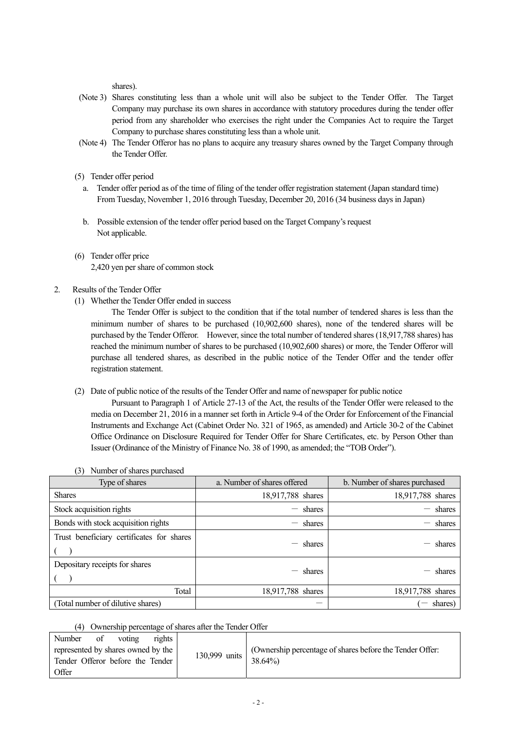shares).

(Note 3) Shares constituting less than a whole unit will also be subject to the Tender Offer. The Target Company may purchase its own shares in accordance with statutory procedures during the tender offer period from any shareholder who exercises the right under the Companies Act to require the Target Company to purchase shares constituting less than a whole unit.

(Note 4) The Tender Offeror has no plans to acquire any treasury shares owned by the Target Company through the Tender Offer.

(5) Tender offer period

a. Tender offer period as of the time of filing of the tender offer registration statement (Japan standard time)
From Tuesday, November 1, 2016 through Tuesday, December 20, 2016 (34 business days in Japan)

b. Possible extension of the tender offer period based on the Target Company's request
Not applicable.

(6) Tender offer price
2,420 yen per share of common stock

2. Results of the Tender Offer

(1) Whether the Tender Offer ended in success

The Tender Offer is subject to the condition that if the total number of tendered shares is less than the minimum number of shares to be purchased (10,902,600 shares), none of the tendered shares will be purchased by the Tender Offeror. However, since the total number of tendered shares (18,917,788 shares) has reached the minimum number of shares to be purchased (10,902,600 shares) or more, the Tender Offeror will purchase all tendered shares, as described in the public notice of the Tender Offer and the tender offer registration statement.

(2) Date of public notice of the results of the Tender Offer and name of newspaper for public notice

Pursuant to Paragraph 1 of Article 27-13 of the Act, the results of the Tender Offer were released to the media on December 21, 2016 in a manner set forth in Article 9-4 of the Order for Enforcement of the Financial Instruments and Exchange Act (Cabinet Order No. 321 of 1965, as amended) and Article 30-2 of the Cabinet Office Ordinance on Disclosure Required for Tender Offer for Share Certificates, etc. by Person Other than Issuer (Ordinance of the Ministry of Finance No. 38 of 1990, as amended; the "TOB Order").

(3) Number of shares purchased

| Type of shares | a. Number of shares offered | b. Number of shares purchased |
|---|---|---|
| Shares | 18,917,788 shares | 18,917,788 shares |
| Stock acquisition rights | — shares | — shares |
| Bonds with stock acquisition rights | — shares | — shares |
| Trust beneficiary certificates for shares ( ) | — shares | — shares |
| Depositary receipts for shares ( ) | — shares | — shares |
| Total | 18,917,788 shares | 18,917,788 shares |
| (Total number of dilutive shares) | — | (— shares) |

(4) Ownership percentage of shares after the Tender Offer

| Number of voting rights represented by shares owned by the Tender Offeror before the Tender Offer | 130,999 units | (Ownership percentage of shares before the Tender Offer: 38.64%) |
|---|---|---|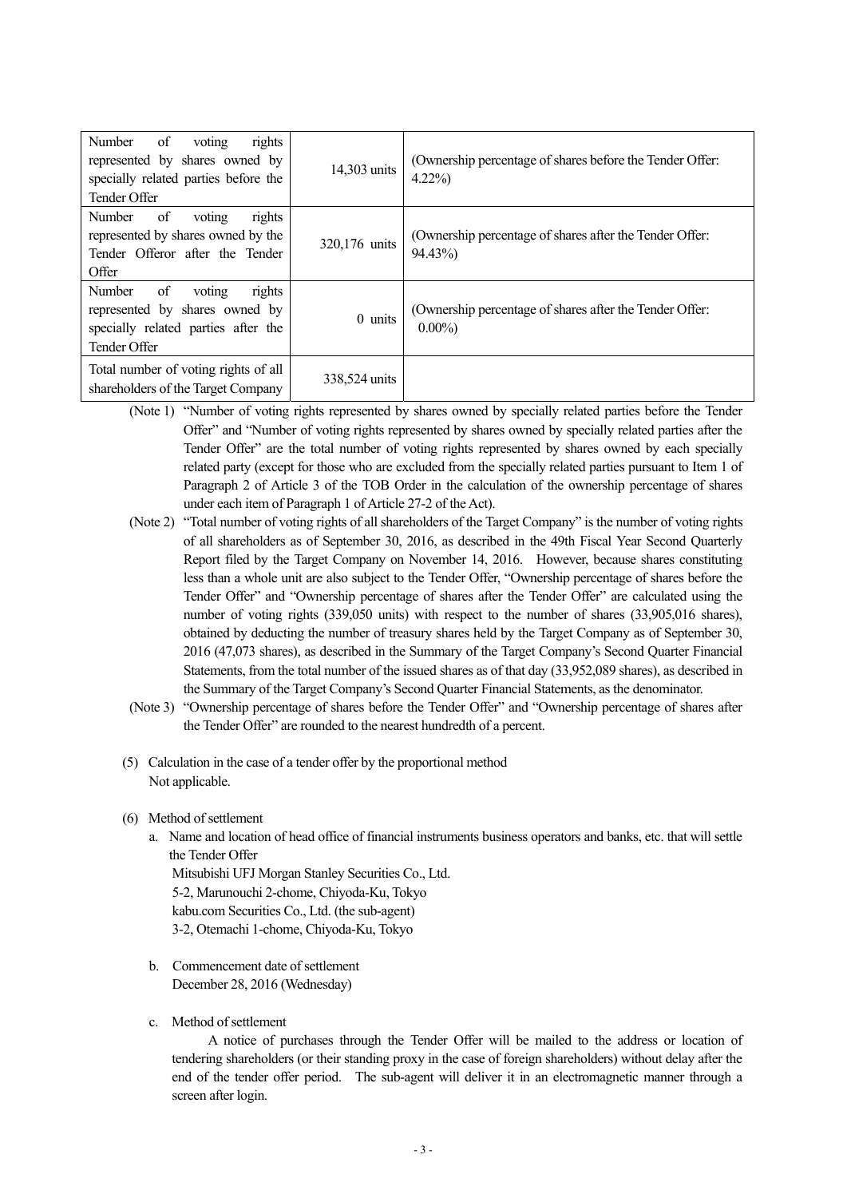| | | |
|---|---|---|
| Number of voting rights represented by shares owned by specially related parties before the Tender Offer | 14,303 units | (Ownership percentage of shares before the Tender Offer: 4.22%) |
| Number of voting rights represented by shares owned by the Tender Offeror after the Tender Offer | 320,176 units | (Ownership percentage of shares after the Tender Offer: 94.43%) |
| Number of voting rights represented by shares owned by specially related parties after the Tender Offer | 0 units | (Ownership percentage of shares after the Tender Offer: 0.00%) |
| Total number of voting rights of all shareholders of the Target Company | 338,524 units | |

(Note 1) "Number of voting rights represented by shares owned by specially related parties before the Tender Offer" and "Number of voting rights represented by shares owned by specially related parties after the Tender Offer" are the total number of voting rights represented by shares owned by each specially related party (except for those who are excluded from the specially related parties pursuant to Item 1 of Paragraph 2 of Article 3 of the TOB Order in the calculation of the ownership percentage of shares under each item of Paragraph 1 of Article 27-2 of the Act).

(Note 2) "Total number of voting rights of all shareholders of the Target Company" is the number of voting rights of all shareholders as of September 30, 2016, as described in the 49th Fiscal Year Second Quarterly Report filed by the Target Company on November 14, 2016. However, because shares constituting less than a whole unit are also subject to the Tender Offer, "Ownership percentage of shares before the Tender Offer" and "Ownership percentage of shares after the Tender Offer" are calculated using the number of voting rights (339,050 units) with respect to the number of shares (33,905,016 shares), obtained by deducting the number of treasury shares held by the Target Company as of September 30, 2016 (47,073 shares), as described in the Summary of the Target Company's Second Quarter Financial Statements, from the total number of the issued shares as of that day (33,952,089 shares), as described in the Summary of the Target Company's Second Quarter Financial Statements, as the denominator.

(Note 3) "Ownership percentage of shares before the Tender Offer" and "Ownership percentage of shares after the Tender Offer" are rounded to the nearest hundredth of a percent.

(5) Calculation in the case of a tender offer by the proportional method

Not applicable.

(6) Method of settlement

a. Name and location of head office of financial instruments business operators and banks, etc. that will settle the Tender Offer

Mitsubishi UFJ Morgan Stanley Securities Co., Ltd.
5-2, Marunouchi 2-chome, Chiyoda-Ku, Tokyo
kabu.com Securities Co., Ltd. (the sub-agent)
3-2, Otemachi 1-chome, Chiyoda-Ku, Tokyo

b. Commencement date of settlement

December 28, 2016 (Wednesday)

c. Method of settlement

A notice of purchases through the Tender Offer will be mailed to the address or location of tendering shareholders (or their standing proxy in the case of foreign shareholders) without delay after the end of the tender offer period. The sub-agent will deliver it in an electromagnetic manner through a screen after login.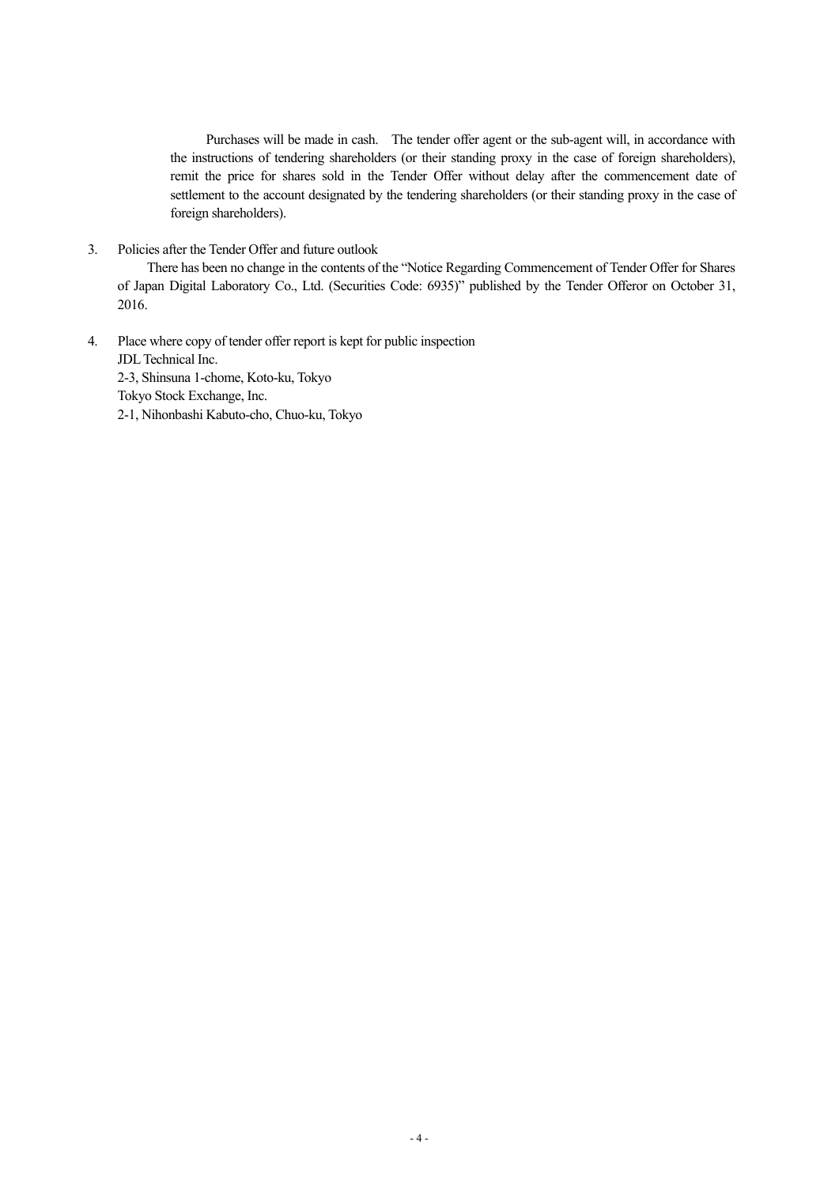Purchases will be made in cash. The tender offer agent or the sub-agent will, in accordance with the instructions of tendering shareholders (or their standing proxy in the case of foreign shareholders), remit the price for shares sold in the Tender Offer without delay after the commencement date of settlement to the account designated by the tendering shareholders (or their standing proxy in the case of foreign shareholders).

3. Policies after the Tender Offer and future outlook

   There has been no change in the contents of the "Notice Regarding Commencement of Tender Offer for Shares of Japan Digital Laboratory Co., Ltd. (Securities Code: 6935)" published by the Tender Offeror on October 31, 2016.

4. Place where copy of tender offer report is kept for public inspection

   JDL Technical Inc.
   2-3, Shinsuna 1-chome, Koto-ku, Tokyo
   Tokyo Stock Exchange, Inc.
   2-1, Nihonbashi Kabuto-cho, Chuo-ku, Tokyo